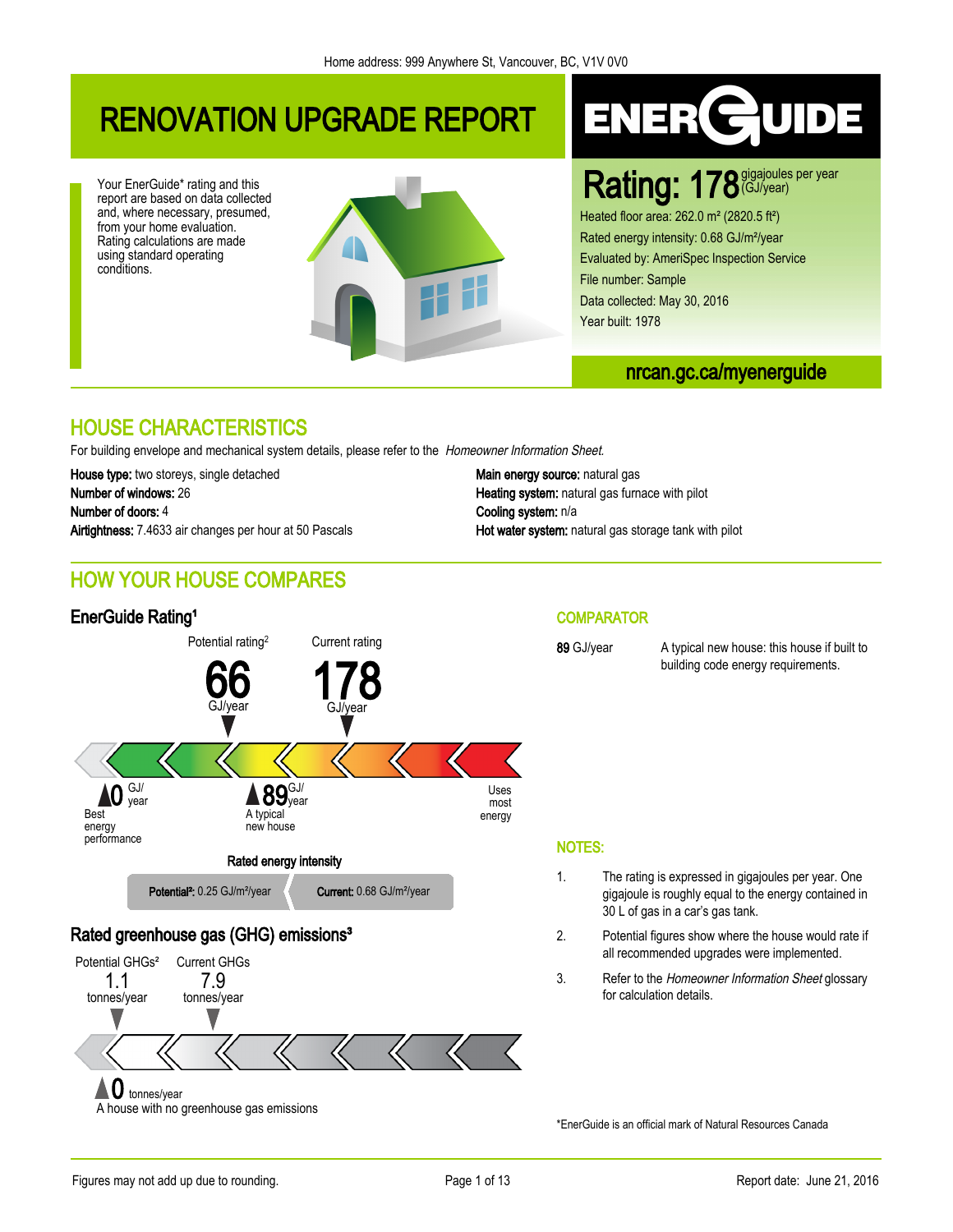Home address: 999 Anywhere St, Vancouver, BC, V1V 0V0

# RENOVATION UPGRADE REPORT

ENERGUIDE

Your EnerGuide* rating and this report are based on data collected and, where necessary, presumed, from your home evaluation. Rating calculations are made using standard operating conditions.

**Rating: 178** gigajoules per year (GJ/year)

Heated floor area: 262.0 m² (2820.5 ft²)
Rated energy intensity: 0.68 GJ/m²/year
Evaluated by: AmeriSpec Inspection Service
File number: Sample
Data collected: May 30, 2016
Year built: 1978

nrcan.gc.ca/myenerguide

## HOUSE CHARACTERISTICS

For building envelope and mechanical system details, please refer to the *Homeowner Information Sheet*.

**House type:** two storeys, single detached
**Number of windows:** 26
**Number of doors:** 4
**Airtightness:** 7.4633 air changes per hour at 50 Pascals

**Main energy source:** natural gas
**Heating system:** natural gas furnace with pilot
**Cooling system:** n/a
**Hot water system:** natural gas storage tank with pilot

## HOW YOUR HOUSE COMPARES

### EnerGuide Rating[1]

Potential rating[2]
66
GJ/year

Current rating
178
GJ/year

0 GJ/year
Best energy performance

89 GJ/year
A typical new house

Uses most energy

Rated energy intensity

**Potential[2]:** 0.25 GJ/m²/year
**Current:** 0.68 GJ/m²/year

### Rated greenhouse gas (GHG) emissions[3]

Potential GHGs[2]
1.1
tonnes/year

Current GHGs
7.9
tonnes/year

0 tonnes/year
A house with no greenhouse gas emissions

### COMPARATOR

**89** GJ/year — A typical new house: this house if built to building code energy requirements.

### NOTES:

1. The rating is expressed in gigajoules per year. One gigajoule is roughly equal to the energy contained in 30 L of gas in a car's gas tank.
2. Potential figures show where the house would rate if all recommended upgrades were implemented.
3. Refer to the *Homeowner Information Sheet* glossary for calculation details.

*EnerGuide is an official mark of Natural Resources Canada

Figures may not add up due to rounding.

Report date: June 21, 2016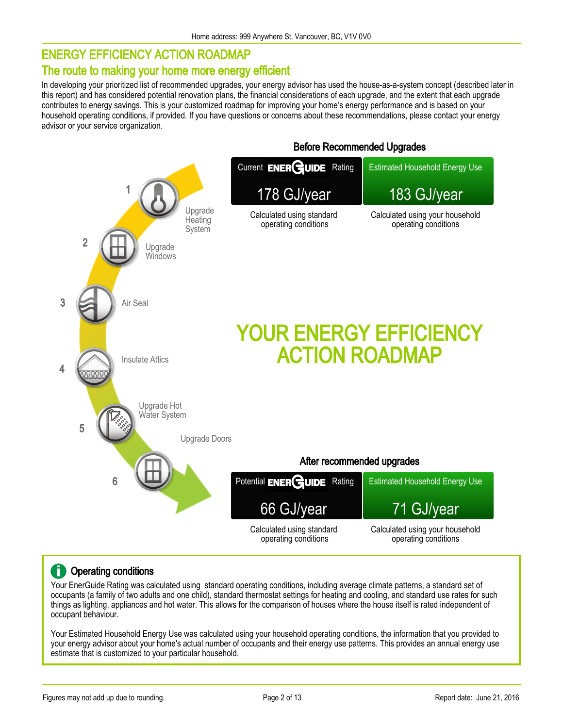Home address: 999 Anywhere St, Vancouver, BC, V1V 0V0

# ENERGY EFFICIENCY ACTION ROADMAP

## The route to making your home more energy efficient

In developing your prioritized list of recommended upgrades, your energy advisor has used the house-as-a-system concept (described later in this report) and has considered potential renovation plans, the financial considerations of each upgrade, and the extent that each upgrade contributes to energy savings. This is your customized roadmap for improving your home's energy performance and is based on your household operating conditions, if provided. If you have questions or concerns about these recommendations, please contact your energy advisor or your service organization.

1. Upgrade Heating System
2. Upgrade Windows
3. Air Seal
4. Insulate Attics
5. Upgrade Hot Water System
6. Upgrade Doors

### Before Recommended Upgrades

| Current EnerGuide Rating | Estimated Household Energy Use |
| --- | --- |
| 178 GJ/year | 183 GJ/year |
| Calculated using standard operating conditions | Calculated using your household operating conditions |

# YOUR ENERGY EFFICIENCY ACTION ROADMAP

### After recommended upgrades

| Potential EnerGuide Rating | Estimated Household Energy Use |
| --- | --- |
| 66 GJ/year | 71 GJ/year |
| Calculated using standard operating conditions | Calculated using your household operating conditions |

### Operating conditions

Your EnerGuide Rating was calculated using standard operating conditions, including average climate patterns, a standard set of occupants (a family of two adults and one child), standard thermostat settings for heating and cooling, and standard use rates for such things as lighting, appliances and hot water. This allows for the comparison of houses where the house itself is rated independent of occupant behaviour.

Your Estimated Household Energy Use was calculated using your household operating conditions, the information that you provided to your energy advisor about your home's actual number of occupants and their energy use patterns. This provides an annual energy use estimate that is customized to your particular household.

Figures may not add up due to rounding.

Report date: June 21, 2016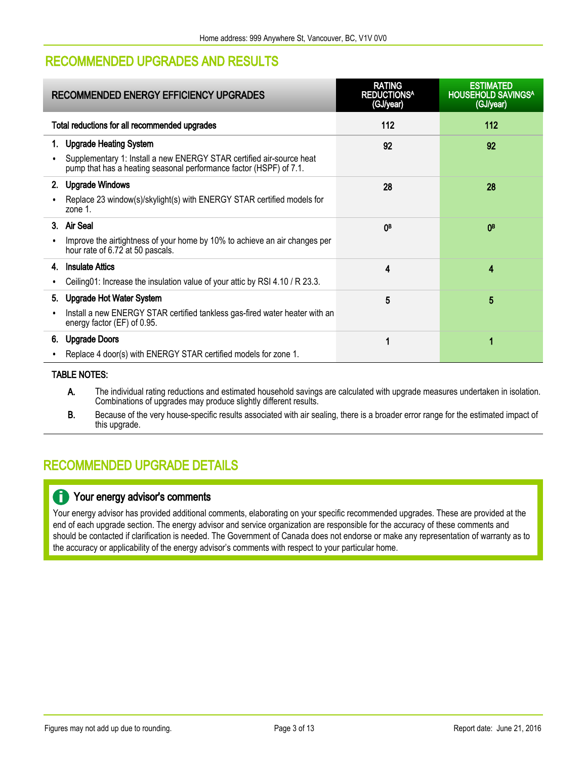## RECOMMENDED UPGRADES AND RESULTS

| RECOMMENDED ENERGY EFFICIENCY UPGRADES | RATING REDUCTIONS[A] (GJ/year) | ESTIMATED HOUSEHOLD SAVINGS[A] (GJ/year) |
|---|---|---|
| Total reductions for all recommended upgrades | 112 | 112 |
| **1. Upgrade Heating System**<br>• Supplementary 1: Install a new ENERGY STAR certified air-source heat pump that has a heating seasonal performance factor (HSPF) of 7.1. | 92 | 92 |
| **2. Upgrade Windows**<br>• Replace 23 window(s)/skylight(s) with ENERGY STAR certified models for zone 1. | 28 | 28 |
| **3. Air Seal**<br>• Improve the airtightness of your home by 10% to achieve an air changes per hour rate of 6.72 at 50 pascals. | 0[B] | 0[B] |
| **4. Insulate Attics**<br>• Ceiling01: Increase the insulation value of your attic by RSI 4.10 / R 23.3. | 4 | 4 |
| **5. Upgrade Hot Water System**<br>• Install a new ENERGY STAR certified tankless gas-fired water heater with an energy factor (EF) of 0.95. | 5 | 5 |
| **6. Upgrade Doors**<br>• Replace 4 door(s) with ENERGY STAR certified models for zone 1. | 1 | 1 |

**TABLE NOTES:**

**A.** The individual rating reductions and estimated household savings are calculated with upgrade measures undertaken in isolation. Combinations of upgrades may produce slightly different results.

**B.** Because of the very house-specific results associated with air sealing, there is a broader error range for the estimated impact of this upgrade.

## RECOMMENDED UPGRADE DETAILS

### Your energy advisor's comments

Your energy advisor has provided additional comments, elaborating on your specific recommended upgrades. These are provided at the end of each upgrade section. The energy advisor and service organization are responsible for the accuracy of these comments and should be contacted if clarification is needed. The Government of Canada does not endorse or make any representation of warranty as to the accuracy or applicability of the energy advisor's comments with respect to your particular home.

Figures may not add up due to rounding.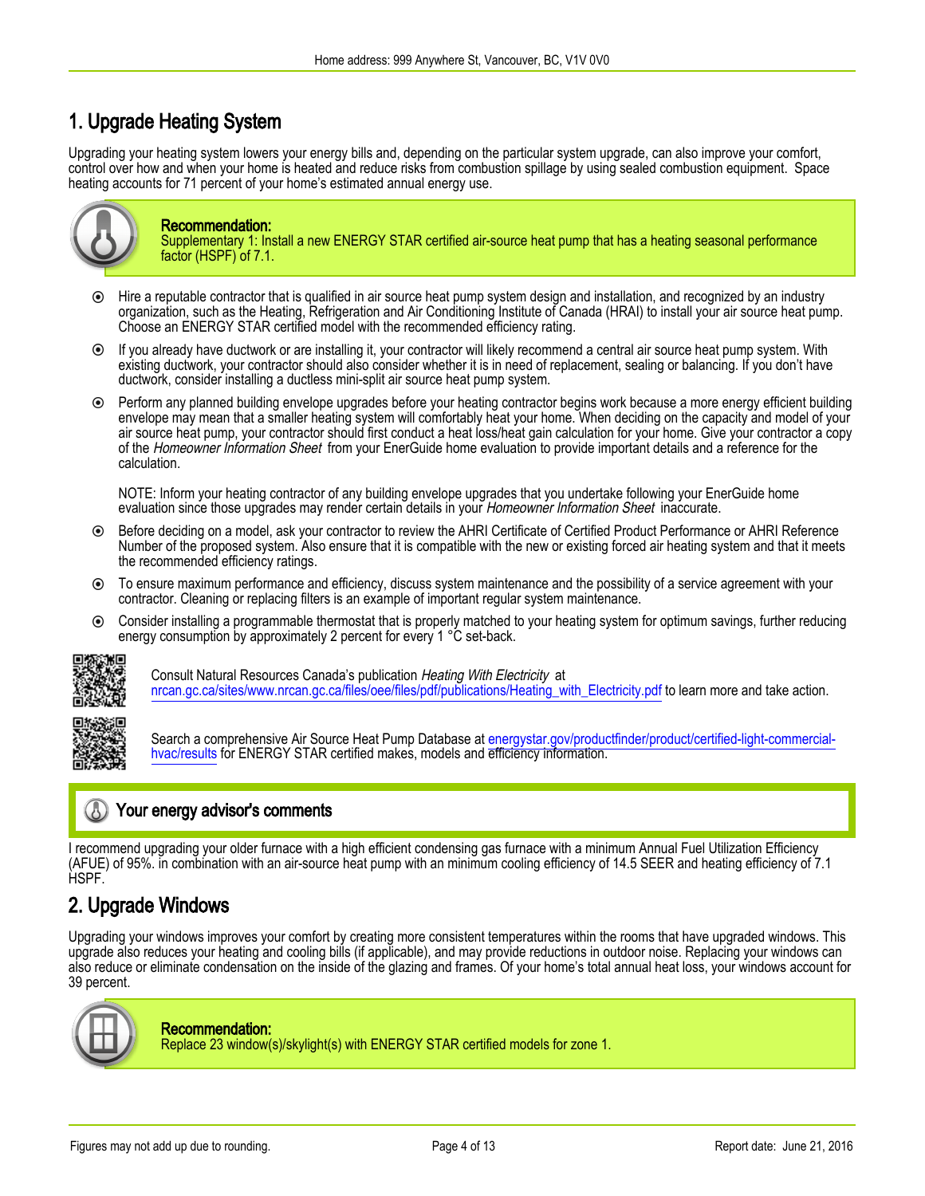## 1. Upgrade Heating System

Upgrading your heating system lowers your energy bills and, depending on the particular system upgrade, can also improve your comfort, control over how and when your home is heated and reduce risks from combustion spillage by using sealed combustion equipment. Space heating accounts for 71 percent of your home's estimated annual energy use.

**Recommendation:**
Supplementary 1: Install a new ENERGY STAR certified air-source heat pump that has a heating seasonal performance factor (HSPF) of 7.1.

- Hire a reputable contractor that is qualified in air source heat pump system design and installation, and recognized by an industry organization, such as the Heating, Refrigeration and Air Conditioning Institute of Canada (HRAI) to install your air source heat pump. Choose an ENERGY STAR certified model with the recommended efficiency rating.
- If you already have ductwork or are installing it, your contractor will likely recommend a central air source heat pump system. With existing ductwork, your contractor should also consider whether it is in need of replacement, sealing or balancing. If you don't have ductwork, consider installing a ductless mini-split air source heat pump system.
- Perform any planned building envelope upgrades before your heating contractor begins work because a more energy efficient building envelope may mean that a smaller heating system will comfortably heat your home. When deciding on the capacity and model of your air source heat pump, your contractor should first conduct a heat loss/heat gain calculation for your home. Give your contractor a copy of the *Homeowner Information Sheet* from your EnerGuide home evaluation to provide important details and a reference for the calculation.

  NOTE: Inform your heating contractor of any building envelope upgrades that you undertake following your EnerGuide home evaluation since those upgrades may render certain details in your *Homeowner Information Sheet* inaccurate.
- Before deciding on a model, ask your contractor to review the AHRI Certificate of Certified Product Performance or AHRI Reference Number of the proposed system. Also ensure that it is compatible with the new or existing forced air heating system and that it meets the recommended efficiency ratings.
- To ensure maximum performance and efficiency, discuss system maintenance and the possibility of a service agreement with your contractor. Cleaning or replacing filters is an example of important regular system maintenance.
- Consider installing a programmable thermostat that is properly matched to your heating system for optimum savings, further reducing energy consumption by approximately 2 percent for every 1 °C set-back.

Consult Natural Resources Canada's publication *Heating With Electricity* at nrcan.gc.ca/sites/www.nrcan.gc.ca/files/oee/files/pdf/publications/Heating_with_Electricity.pdf to learn more and take action.

Search a comprehensive Air Source Heat Pump Database at energystar.gov/productfinder/product/certified-light-commercial-hvac/results for ENERGY STAR certified makes, models and efficiency information.

### Your energy advisor's comments

I recommend upgrading your older furnace with a high efficient condensing gas furnace with a minimum Annual Fuel Utilization Efficiency (AFUE) of 95%. in combination with an air-source heat pump with an minimum cooling efficiency of 14.5 SEER and heating efficiency of 7.1 HSPF.

## 2. Upgrade Windows

Upgrading your windows improves your comfort by creating more consistent temperatures within the rooms that have upgraded windows. This upgrade also reduces your heating and cooling bills (if applicable), and may provide reductions in outdoor noise. Replacing your windows can also reduce or eliminate condensation on the inside of the glazing and frames. Of your home's total annual heat loss, your windows account for 39 percent.

**Recommendation:**
Replace 23 window(s)/skylight(s) with ENERGY STAR certified models for zone 1.

Figures may not add up due to rounding.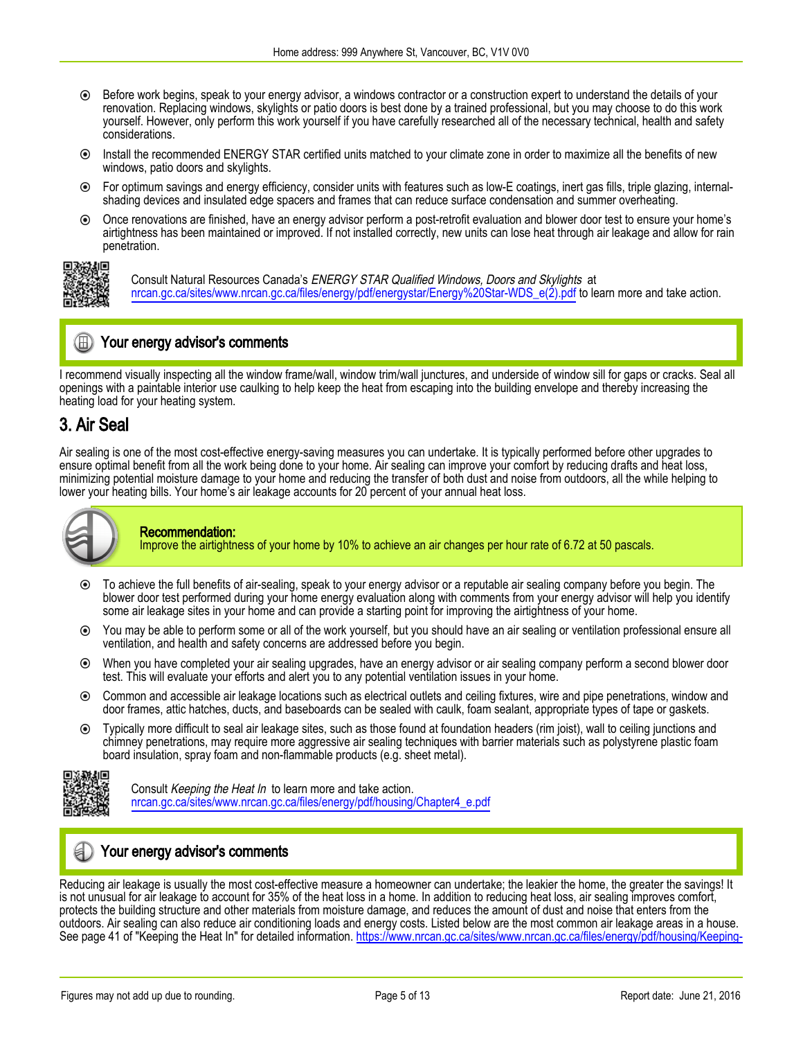- Before work begins, speak to your energy advisor, a windows contractor or a construction expert to understand the details of your renovation. Replacing windows, skylights or patio doors is best done by a trained professional, but you may choose to do this work yourself. However, only perform this work yourself if you have carefully researched all of the necessary technical, health and safety considerations.
- Install the recommended ENERGY STAR certified units matched to your climate zone in order to maximize all the benefits of new windows, patio doors and skylights.
- For optimum savings and energy efficiency, consider units with features such as low-E coatings, inert gas fills, triple glazing, internal-shading devices and insulated edge spacers and frames that can reduce surface condensation and summer overheating.
- Once renovations are finished, have an energy advisor perform a post-retrofit evaluation and blower door test to ensure your home's airtightness has been maintained or improved. If not installed correctly, new units can lose heat through air leakage and allow for rain penetration.

Consult Natural Resources Canada's *ENERGY STAR Qualified Windows, Doors and Skylights* at nrcan.gc.ca/sites/www.nrcan.gc.ca/files/energy/pdf/energystar/Energy%20Star-WDS_e(2).pdf to learn more and take action.

### Your energy advisor's comments

I recommend visually inspecting all the window frame/wall, window trim/wall junctures, and underside of window sill for gaps or cracks. Seal all openings with a paintable interior use caulking to help keep the heat from escaping into the building envelope and thereby increasing the heating load for your heating system.

## 3. Air Seal

Air sealing is one of the most cost-effective energy-saving measures you can undertake. It is typically performed before other upgrades to ensure optimal benefit from all the work being done to your home. Air sealing can improve your comfort by reducing drafts and heat loss, minimizing potential moisture damage to your home and reducing the transfer of both dust and noise from outdoors, all the while helping to lower your heating bills. Your home's air leakage accounts for 20 percent of your annual heat loss.

**Recommendation:**
Improve the airtightness of your home by 10% to achieve an air changes per hour rate of 6.72 at 50 pascals.

- To achieve the full benefits of air-sealing, speak to your energy advisor or a reputable air sealing company before you begin. The blower door test performed during your home energy evaluation along with comments from your energy advisor will help you identify some air leakage sites in your home and can provide a starting point for improving the airtightness of your home.
- You may be able to perform some or all of the work yourself, but you should have an air sealing or ventilation professional ensure all ventilation, and health and safety concerns are addressed before you begin.
- When you have completed your air sealing upgrades, have an energy advisor or air sealing company perform a second blower door test. This will evaluate your efforts and alert you to any potential ventilation issues in your home.
- Common and accessible air leakage locations such as electrical outlets and ceiling fixtures, wire and pipe penetrations, window and door frames, attic hatches, ducts, and baseboards can be sealed with caulk, foam sealant, appropriate types of tape or gaskets.
- Typically more difficult to seal air leakage sites, such as those found at foundation headers (rim joist), wall to ceiling junctions and chimney penetrations, may require more aggressive air sealing techniques with barrier materials such as polystyrene plastic foam board insulation, spray foam and non-flammable products (e.g. sheet metal).

Consult *Keeping the Heat In* to learn more and take action.
nrcan.gc.ca/sites/www.nrcan.gc.ca/files/energy/pdf/housing/Chapter4_e.pdf

### Your energy advisor's comments

Reducing air leakage is usually the most cost-effective measure a homeowner can undertake; the leakier the home, the greater the savings! It is not unusual for air leakage to account for 35% of the heat loss in a home. In addition to reducing heat loss, air sealing improves comfort, protects the building structure and other materials from moisture damage, and reduces the amount of dust and noise that enters from the outdoors. Air sealing can also reduce air conditioning loads and energy costs. Listed below are the most common air leakage areas in a house. See page 41 of "Keeping the Heat In" for detailed information. https://www.nrcan.gc.ca/sites/www.nrcan.gc.ca/files/energy/pdf/housing/Keeping-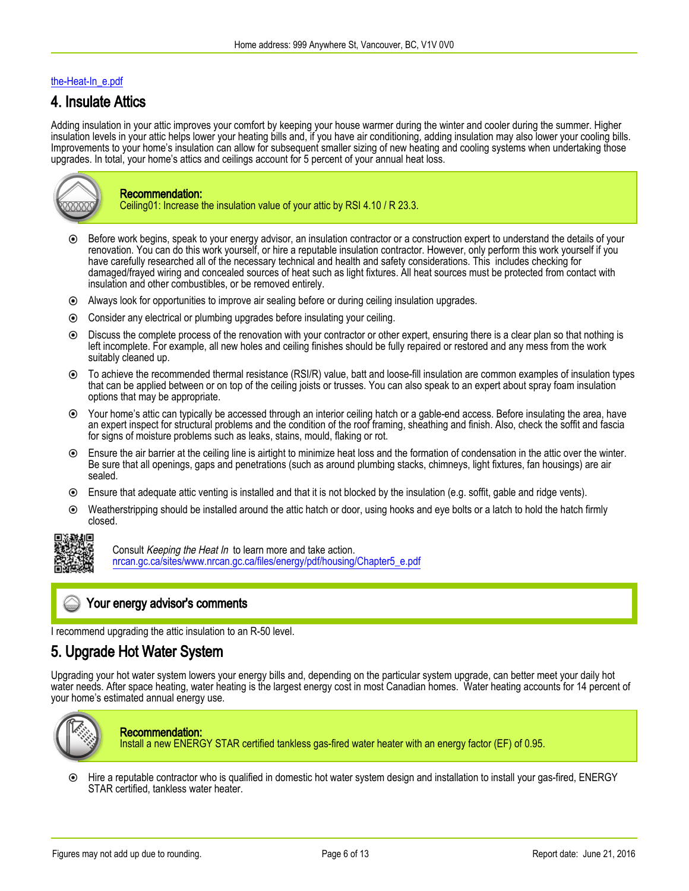the-Heat-In_e.pdf

## 4. Insulate Attics

Adding insulation in your attic improves your comfort by keeping your house warmer during the winter and cooler during the summer. Higher insulation levels in your attic helps lower your heating bills and, if you have air conditioning, adding insulation may also lower your cooling bills. Improvements to your home's insulation can allow for subsequent smaller sizing of new heating and cooling systems when undertaking those upgrades. In total, your home's attics and ceilings account for 5 percent of your annual heat loss.

**Recommendation:**
Ceiling01: Increase the insulation value of your attic by RSI 4.10 / R 23.3.

- Before work begins, speak to your energy advisor, an insulation contractor or a construction expert to understand the details of your renovation. You can do this work yourself, or hire a reputable insulation contractor. However, only perform this work yourself if you have carefully researched all of the necessary technical and health and safety considerations. This includes checking for damaged/frayed wiring and concealed sources of heat such as light fixtures. All heat sources must be protected from contact with insulation and other combustibles, or be removed entirely.
- Always look for opportunities to improve air sealing before or during ceiling insulation upgrades.
- Consider any electrical or plumbing upgrades before insulating your ceiling.
- Discuss the complete process of the renovation with your contractor or other expert, ensuring there is a clear plan so that nothing is left incomplete. For example, all new holes and ceiling finishes should be fully repaired or restored and any mess from the work suitably cleaned up.
- To achieve the recommended thermal resistance (RSI/R) value, batt and loose-fill insulation are common examples of insulation types that can be applied between or on top of the ceiling joists or trusses. You can also speak to an expert about spray foam insulation options that may be appropriate.
- Your home's attic can typically be accessed through an interior ceiling hatch or a gable-end access. Before insulating the area, have an expert inspect for structural problems and the condition of the roof framing, sheathing and finish. Also, check the soffit and fascia for signs of moisture problems such as leaks, stains, mould, flaking or rot.
- Ensure the air barrier at the ceiling line is airtight to minimize heat loss and the formation of condensation in the attic over the winter. Be sure that all openings, gaps and penetrations (such as around plumbing stacks, chimneys, light fixtures, fan housings) are air sealed.
- Ensure that adequate attic venting is installed and that it is not blocked by the insulation (e.g. soffit, gable and ridge vents).
- Weatherstripping should be installed around the attic hatch or door, using hooks and eye bolts or a latch to hold the hatch firmly closed.

Consult *Keeping the Heat In* to learn more and take action.
nrcan.gc.ca/sites/www.nrcan.gc.ca/files/energy/pdf/housing/Chapter5_e.pdf

### Your energy advisor's comments

I recommend upgrading the attic insulation to an R-50 level.

## 5. Upgrade Hot Water System

Upgrading your hot water system lowers your energy bills and, depending on the particular system upgrade, can better meet your daily hot water needs. After space heating, water heating is the largest energy cost in most Canadian homes. Water heating accounts for 14 percent of your home's estimated annual energy use.

**Recommendation:**
Install a new ENERGY STAR certified tankless gas-fired water heater with an energy factor (EF) of 0.95.

- Hire a reputable contractor who is qualified in domestic hot water system design and installation to install your gas-fired, ENERGY STAR certified, tankless water heater.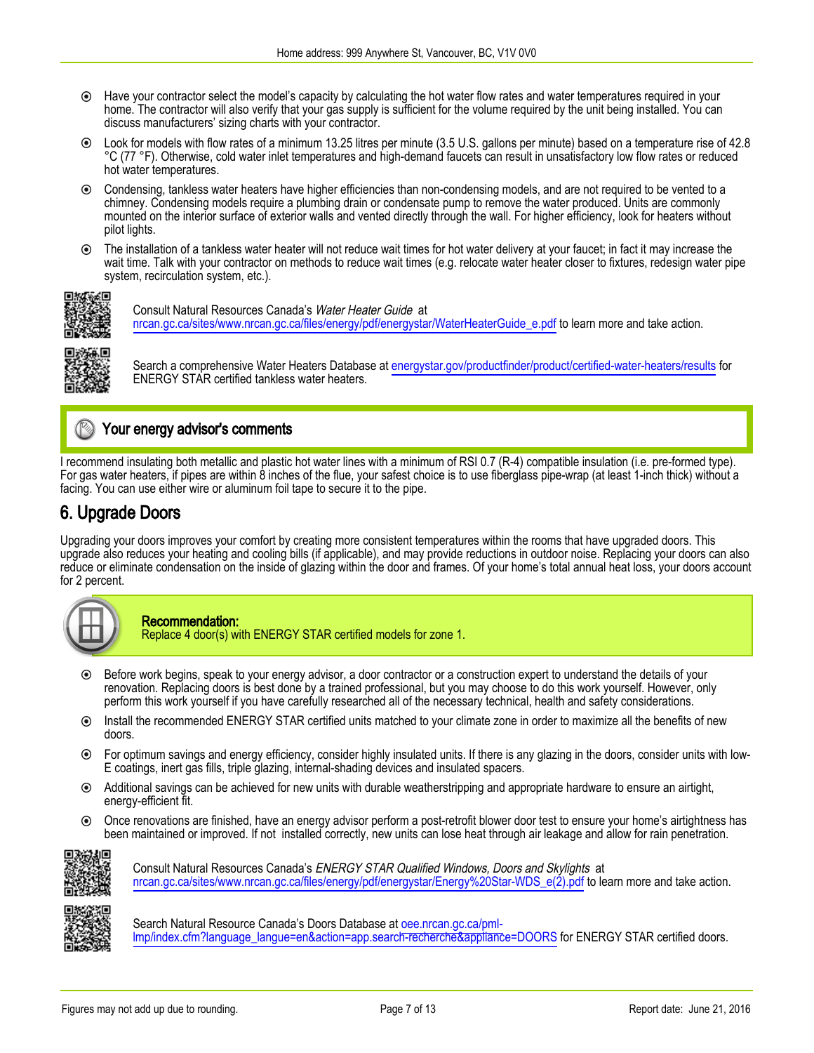- Have your contractor select the model's capacity by calculating the hot water flow rates and water temperatures required in your home. The contractor will also verify that your gas supply is sufficient for the volume required by the unit being installed. You can discuss manufacturers' sizing charts with your contractor.
- Look for models with flow rates of a minimum 13.25 litres per minute (3.5 U.S. gallons per minute) based on a temperature rise of 42.8 °C (77 °F). Otherwise, cold water inlet temperatures and high-demand faucets can result in unsatisfactory low flow rates or reduced hot water temperatures.
- Condensing, tankless water heaters have higher efficiencies than non-condensing models, and are not required to be vented to a chimney. Condensing models require a plumbing drain or condensate pump to remove the water produced. Units are commonly mounted on the interior surface of exterior walls and vented directly through the wall. For higher efficiency, look for heaters without pilot lights.
- The installation of a tankless water heater will not reduce wait times for hot water delivery at your faucet; in fact it may increase the wait time. Talk with your contractor on methods to reduce wait times (e.g. relocate water heater closer to fixtures, redesign water pipe system, recirculation system, etc.).

Consult Natural Resources Canada's *Water Heater Guide* at nrcan.gc.ca/sites/www.nrcan.gc.ca/files/energy/pdf/energystar/WaterHeaterGuide_e.pdf to learn more and take action.

Search a comprehensive Water Heaters Database at energystar.gov/productfinder/product/certified-water-heaters/results for ENERGY STAR certified tankless water heaters.

### Your energy advisor's comments

I recommend insulating both metallic and plastic hot water lines with a minimum of RSI 0.7 (R-4) compatible insulation (i.e. pre-formed type). For gas water heaters, if pipes are within 8 inches of the flue, your safest choice is to use fiberglass pipe-wrap (at least 1-inch thick) without a facing. You can use either wire or aluminum foil tape to secure it to the pipe.

## 6. Upgrade Doors

Upgrading your doors improves your comfort by creating more consistent temperatures within the rooms that have upgraded doors. This upgrade also reduces your heating and cooling bills (if applicable), and may provide reductions in outdoor noise. Replacing your doors can also reduce or eliminate condensation on the inside of glazing within the door and frames. Of your home's total annual heat loss, your doors account for 2 percent.

**Recommendation:**
Replace 4 door(s) with ENERGY STAR certified models for zone 1.

- Before work begins, speak to your energy advisor, a door contractor or a construction expert to understand the details of your renovation. Replacing doors is best done by a trained professional, but you may choose to do this work yourself. However, only perform this work yourself if you have carefully researched all of the necessary technical, health and safety considerations.
- Install the recommended ENERGY STAR certified units matched to your climate zone in order to maximize all the benefits of new doors.
- For optimum savings and energy efficiency, consider highly insulated units. If there is any glazing in the doors, consider units with low-E coatings, inert gas fills, triple glazing, internal-shading devices and insulated spacers.
- Additional savings can be achieved for new units with durable weatherstripping and appropriate hardware to ensure an airtight, energy-efficient fit.
- Once renovations are finished, have an energy advisor perform a post-retrofit blower door test to ensure your home's airtightness has been maintained or improved. If not installed correctly, new units can lose heat through air leakage and allow for rain penetration.

Consult Natural Resources Canada's *ENERGY STAR Qualified Windows, Doors and Skylights* at nrcan.gc.ca/sites/www.nrcan.gc.ca/files/energy/pdf/energystar/Energy%20Star-WDS_e(2).pdf to learn more and take action.

Search Natural Resource Canada's Doors Database at oee.nrcan.gc.ca/pml-lmp/index.cfm?language_langue=en&action=app.search-recherche&appliance=DOORS for ENERGY STAR certified doors.

Figures may not add up due to rounding.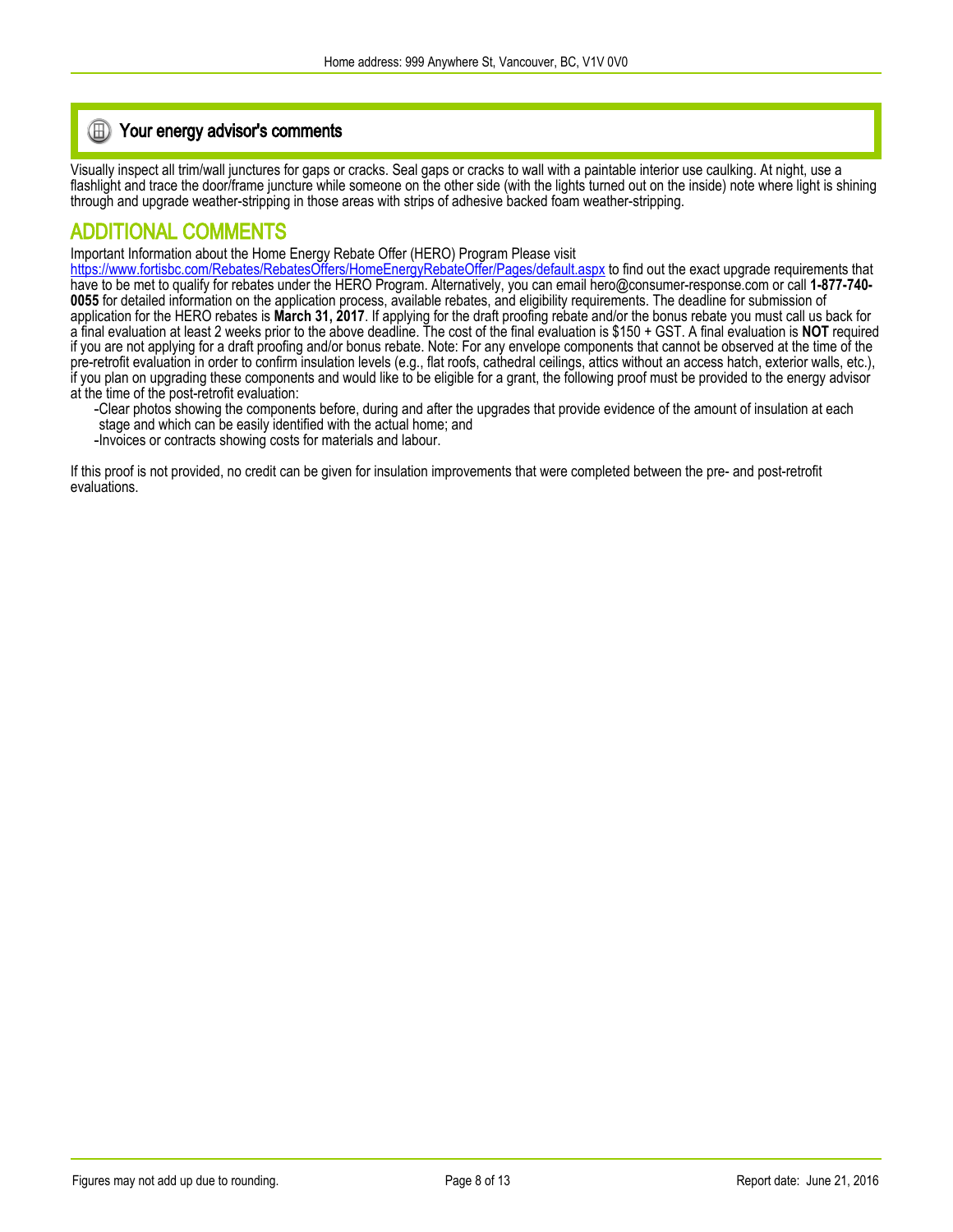## Your energy advisor's comments

Visually inspect all trim/wall junctures for gaps or cracks. Seal gaps or cracks to wall with a paintable interior use caulking. At night, use a flashlight and trace the door/frame juncture while someone on the other side (with the lights turned out on the inside) note where light is shining through and upgrade weather-stripping in those areas with strips of adhesive backed foam weather-stripping.

## ADDITIONAL COMMENTS

Important Information about the Home Energy Rebate Offer (HERO) Program Please visit https://www.fortisbc.com/Rebates/RebatesOffers/HomeEnergyRebateOffer/Pages/default.aspx to find out the exact upgrade requirements that have to be met to qualify for rebates under the HERO Program. Alternatively, you can email hero@consumer-response.com or call **1-877-740-0055** for detailed information on the application process, available rebates, and eligibility requirements. The deadline for submission of application for the HERO rebates is **March 31, 2017**. If applying for the draft proofing rebate and/or the bonus rebate you must call us back for a final evaluation at least 2 weeks prior to the above deadline. The cost of the final evaluation is $150 + GST. A final evaluation is **NOT** required if you are not applying for a draft proofing and/or bonus rebate. Note: For any envelope components that cannot be observed at the time of the pre-retrofit evaluation in order to confirm insulation levels (e.g., flat roofs, cathedral ceilings, attics without an access hatch, exterior walls, etc.), if you plan on upgrading these components and would like to be eligible for a grant, the following proof must be provided to the energy advisor at the time of the post-retrofit evaluation:

- Clear photos showing the components before, during and after the upgrades that provide evidence of the amount of insulation at each stage and which can be easily identified with the actual home; and
- Invoices or contracts showing costs for materials and labour.

If this proof is not provided, no credit can be given for insulation improvements that were completed between the pre- and post-retrofit evaluations.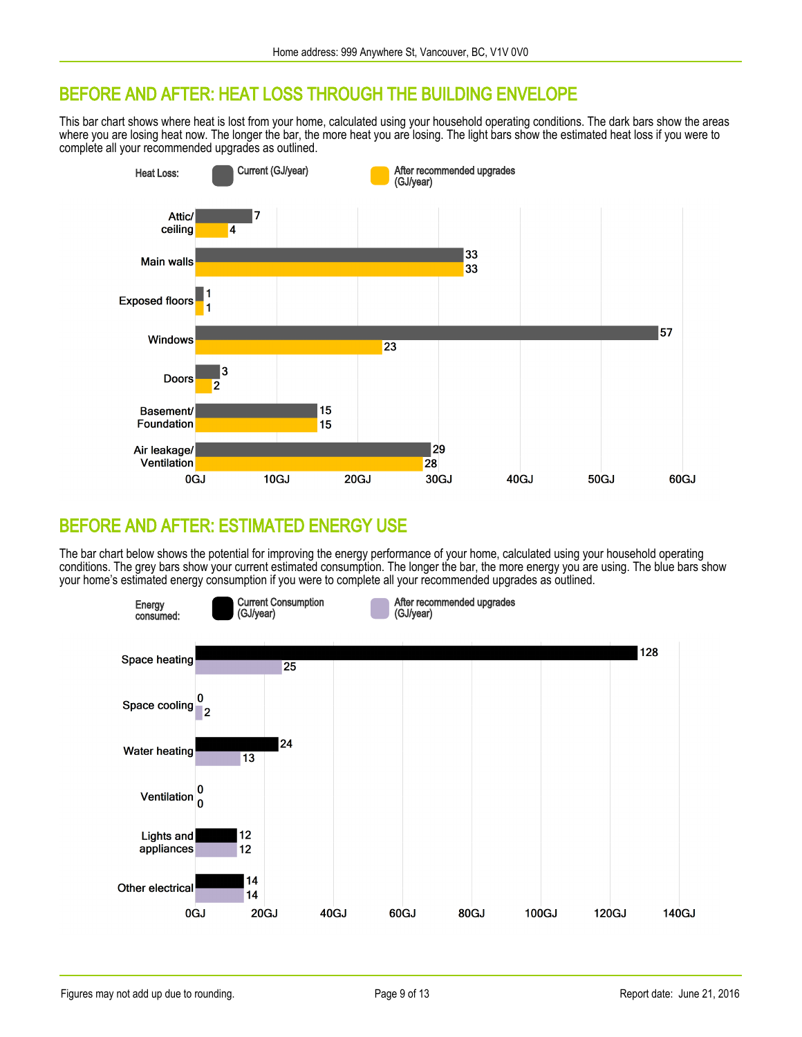## BEFORE AND AFTER: HEAT LOSS THROUGH THE BUILDING ENVELOPE

This bar chart shows where heat is lost from your home, calculated using your household operating conditions. The dark bars show the areas where you are losing heat now. The longer the bar, the more heat you are losing. The light bars show the estimated heat loss if you were to complete all your recommended upgrades as outlined.

Heat Loss:
Current (GJ/year)
After recommended upgrades (GJ/year)

Attic/ ceiling 7 4
Main walls 33 33
Exposed floors 1 1
Windows 57 23
Doors 3 2
Basement/ Foundation 15 15
Air leakage/ Ventilation 29 28

0GJ 10GJ 20GJ 30GJ 40GJ 50GJ 60GJ

## BEFORE AND AFTER: ESTIMATED ENERGY USE

The bar chart below shows the potential for improving the energy performance of your home, calculated using your household operating conditions. The grey bars show your current estimated consumption. The longer the bar, the more energy you are using. The blue bars show your home's estimated energy consumption if you were to complete all your recommended upgrades as outlined.

Energy consumed:
Current Consumption (GJ/year)
After recommended upgrades (GJ/year)

Space heating 128 25
Space cooling 0 2
Water heating 24 13
Ventilation 0 0
Lights and appliances 12 12
Other electrical 14 14

0GJ 20GJ 40GJ 60GJ 80GJ 100GJ 120GJ 140GJ

Figures may not add up due to rounding.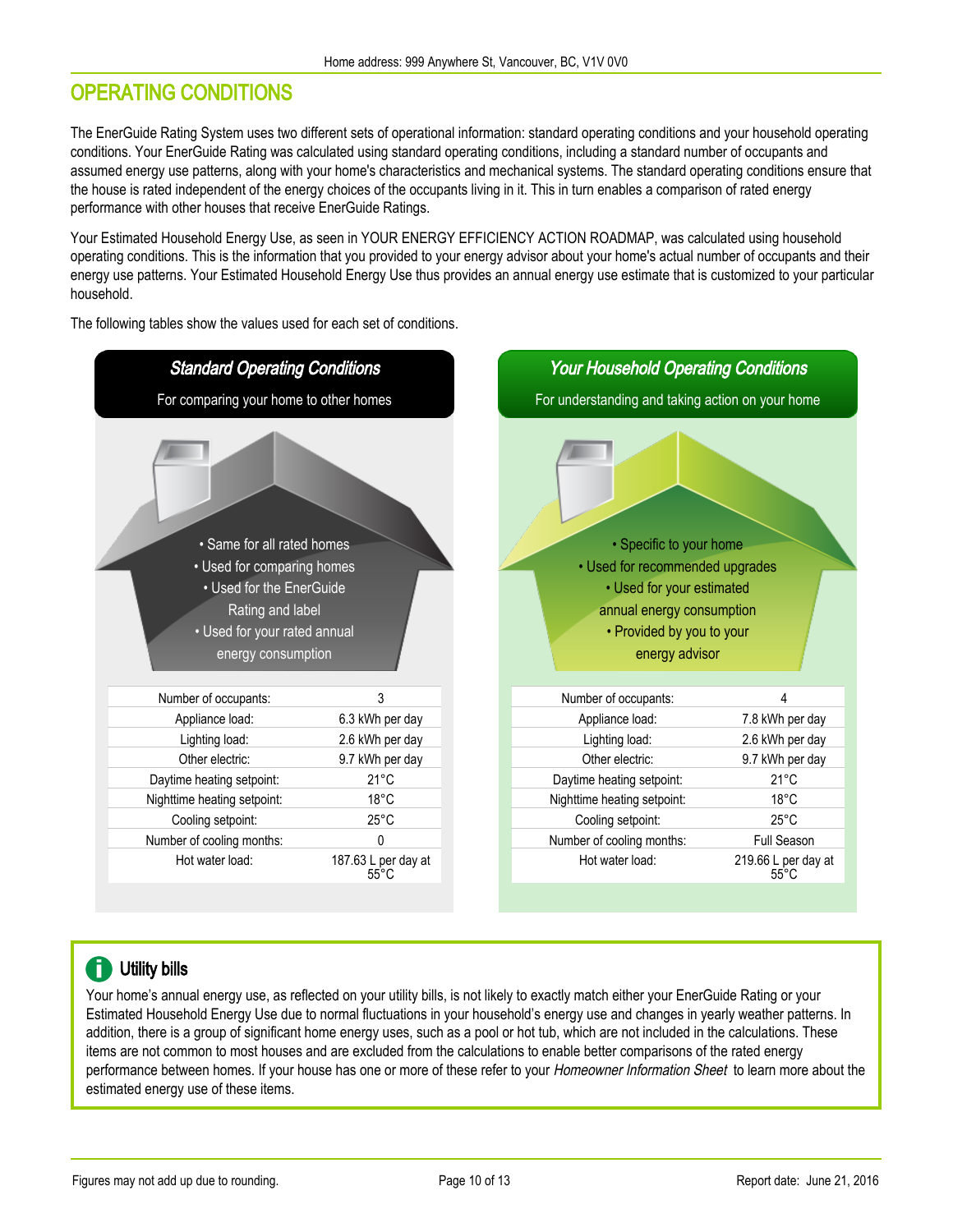## OPERATING CONDITIONS

The EnerGuide Rating System uses two different sets of operational information: standard operating conditions and your household operating conditions. Your EnerGuide Rating was calculated using standard operating conditions, including a standard number of occupants and assumed energy use patterns, along with your home's characteristics and mechanical systems. The standard operating conditions ensure that the house is rated independent of the energy choices of the occupants living in it. This in turn enables a comparison of rated energy performance with other houses that receive EnerGuide Ratings.

Your Estimated Household Energy Use, as seen in YOUR ENERGY EFFICIENCY ACTION ROADMAP, was calculated using household operating conditions. This is the information that you provided to your energy advisor about your home's actual number of occupants and their energy use patterns. Your Estimated Household Energy Use thus provides an annual energy use estimate that is customized to your particular household.

The following tables show the values used for each set of conditions.

### *Standard Operating Conditions*

For comparing your home to other homes

- Same for all rated homes
- Used for comparing homes
- Used for the EnerGuide Rating and label
- Used for your rated annual energy consumption

| | |
|---|---|
| Number of occupants: | 3 |
| Appliance load: | 6.3 kWh per day |
| Lighting load: | 2.6 kWh per day |
| Other electric: | 9.7 kWh per day |
| Daytime heating setpoint: | 21°C |
| Nighttime heating setpoint: | 18°C |
| Cooling setpoint: | 25°C |
| Number of cooling months: | 0 |
| Hot water load: | 187.63 L per day at 55°C |

### *Your Household Operating Conditions*

For understanding and taking action on your home

- Specific to your home
- Used for recommended upgrades
- Used for your estimated annual energy consumption
- Provided by you to your energy advisor

| | |
|---|---|
| Number of occupants: | 4 |
| Appliance load: | 7.8 kWh per day |
| Lighting load: | 2.6 kWh per day |
| Other electric: | 9.7 kWh per day |
| Daytime heating setpoint: | 21°C |
| Nighttime heating setpoint: | 18°C |
| Cooling setpoint: | 25°C |
| Number of cooling months: | Full Season |
| Hot water load: | 219.66 L per day at 55°C |

### Utility bills

Your home's annual energy use, as reflected on your utility bills, is not likely to exactly match either your EnerGuide Rating or your Estimated Household Energy Use due to normal fluctuations in your household's energy use and changes in yearly weather patterns. In addition, there is a group of significant home energy uses, such as a pool or hot tub, which are not included in the calculations. These items are not common to most houses and are excluded from the calculations to enable better comparisons of the rated energy performance between homes. If your house has one or more of these refer to your *Homeowner Information Sheet* to learn more about the estimated energy use of these items.

Figures may not add up due to rounding.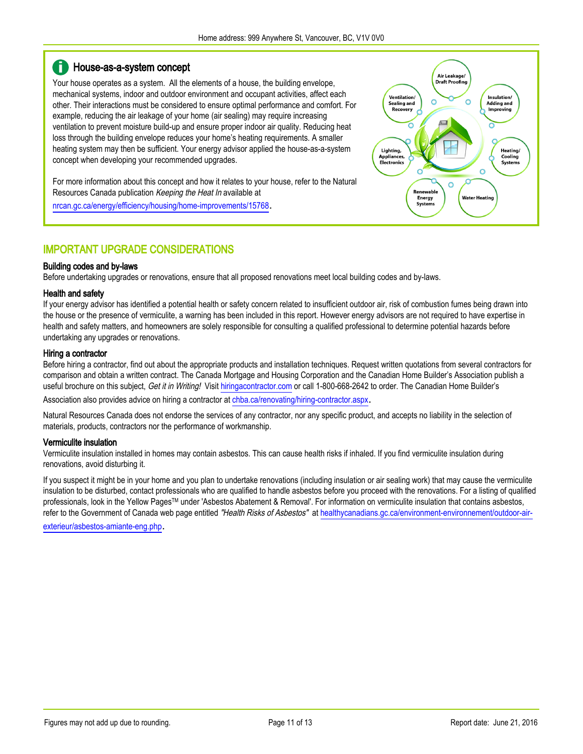## House-as-a-system concept

Your house operates as a system. All the elements of a house, the building envelope, mechanical systems, indoor and outdoor environment and occupant activities, affect each other. Their interactions must be considered to ensure optimal performance and comfort. For example, reducing the air leakage of your home (air sealing) may require increasing ventilation to prevent moisture build-up and ensure proper indoor air quality. Reducing heat loss through the building envelope reduces your home's heating requirements. A smaller heating system may then be sufficient. Your energy advisor applied the house-as-a-system concept when developing your recommended upgrades.

For more information about this concept and how it relates to your house, refer to the Natural Resources Canada publication *Keeping the Heat In* available at nrcan.gc.ca/energy/efficiency/housing/home-improvements/15768.

Air Leakage/ Draft Proofing
Insulation/ Adding and Improving
Heating/ Cooling Systems
Water Heating
Renewable Energy Systems
Lighting, Appliances, Electronics
Ventilation/ Sealing and Recovery

# IMPORTANT UPGRADE CONSIDERATIONS

### Building codes and by-laws

Before undertaking upgrades or renovations, ensure that all proposed renovations meet local building codes and by-laws.

### Health and safety

If your energy advisor has identified a potential health or safety concern related to insufficient outdoor air, risk of combustion fumes being drawn into the house or the presence of vermiculite, a warning has been included in this report. However energy advisors are not required to have expertise in health and safety matters, and homeowners are solely responsible for consulting a qualified professional to determine potential hazards before undertaking any upgrades or renovations.

### Hiring a contractor

Before hiring a contractor, find out about the appropriate products and installation techniques. Request written quotations from several contractors for comparison and obtain a written contract. The Canada Mortgage and Housing Corporation and the Canadian Home Builder's Association publish a useful brochure on this subject, *Get it in Writing!* Visit hiringacontractor.com or call 1-800-668-2642 to order. The Canadian Home Builder's Association also provides advice on hiring a contractor at chba.ca/renovating/hiring-contractor.aspx.

Natural Resources Canada does not endorse the services of any contractor, nor any specific product, and accepts no liability in the selection of materials, products, contractors nor the performance of workmanship.

### Vermiculite insulation

Vermiculite insulation installed in homes may contain asbestos. This can cause health risks if inhaled. If you find vermiculite insulation during renovations, avoid disturbing it.

If you suspect it might be in your home and you plan to undertake renovations (including insulation or air sealing work) that may cause the vermiculite insulation to be disturbed, contact professionals who are qualified to handle asbestos before you proceed with the renovations. For a listing of qualified professionals, look in the Yellow Pages™ under 'Asbestos Abatement & Removal'. For information on vermiculite insulation that contains asbestos, refer to the Government of Canada web page entitled *"Health Risks of Asbestos"* at healthycanadians.gc.ca/environment-environnement/outdoor-air-exterieur/asbestos-amiante-eng.php.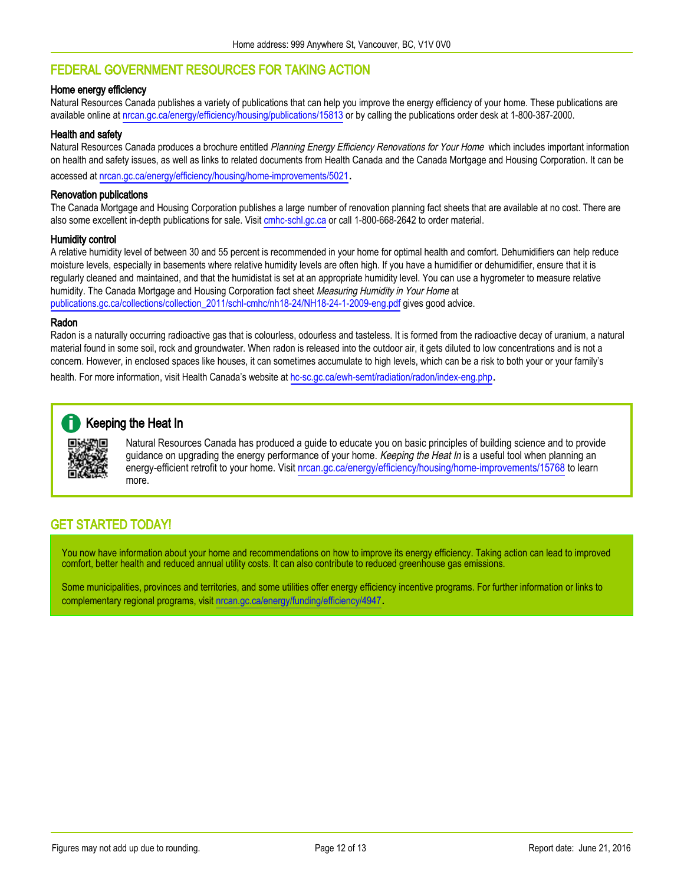## FEDERAL GOVERNMENT RESOURCES FOR TAKING ACTION

### Home energy efficiency

Natural Resources Canada publishes a variety of publications that can help you improve the energy efficiency of your home. These publications are available online at nrcan.gc.ca/energy/efficiency/housing/publications/15813 or by calling the publications order desk at 1-800-387-2000.

### Health and safety

Natural Resources Canada produces a brochure entitled *Planning Energy Efficiency Renovations for Your Home* which includes important information on health and safety issues, as well as links to related documents from Health Canada and the Canada Mortgage and Housing Corporation. It can be accessed at nrcan.gc.ca/energy/efficiency/housing/home-improvements/5021.

### Renovation publications

The Canada Mortgage and Housing Corporation publishes a large number of renovation planning fact sheets that are available at no cost. There are also some excellent in-depth publications for sale. Visit cmhc-schl.gc.ca or call 1-800-668-2642 to order material.

### Humidity control

A relative humidity level of between 30 and 55 percent is recommended in your home for optimal health and comfort. Dehumidifiers can help reduce moisture levels, especially in basements where relative humidity levels are often high. If you have a humidifier or dehumidifier, ensure that it is regularly cleaned and maintained, and that the humidistat is set at an appropriate humidity level. You can use a hygrometer to measure relative humidity. The Canada Mortgage and Housing Corporation fact sheet *Measuring Humidity in Your Home* at publications.gc.ca/collections/collection_2011/schl-cmhc/nh18-24/NH18-24-1-2009-eng.pdf gives good advice.

### Radon

Radon is a naturally occurring radioactive gas that is colourless, odourless and tasteless. It is formed from the radioactive decay of uranium, a natural material found in some soil, rock and groundwater. When radon is released into the outdoor air, it gets diluted to low concentrations and is not a concern. However, in enclosed spaces like houses, it can sometimes accumulate to high levels, which can be a risk to both your or your family's health. For more information, visit Health Canada's website at hc-sc.gc.ca/ewh-semt/radiation/radon/index-eng.php.

### Keeping the Heat In

Natural Resources Canada has produced a guide to educate you on basic principles of building science and to provide guidance on upgrading the energy performance of your home. *Keeping the Heat In* is a useful tool when planning an energy-efficient retrofit to your home. Visit nrcan.gc.ca/energy/efficiency/housing/home-improvements/15768 to learn more.

## GET STARTED TODAY!

You now have information about your home and recommendations on how to improve its energy efficiency. Taking action can lead to improved comfort, better health and reduced annual utility costs. It can also contribute to reduced greenhouse gas emissions.

Some municipalities, provinces and territories, and some utilities offer energy efficiency incentive programs. For further information or links to complementary regional programs, visit nrcan.gc.ca/energy/funding/efficiency/4947.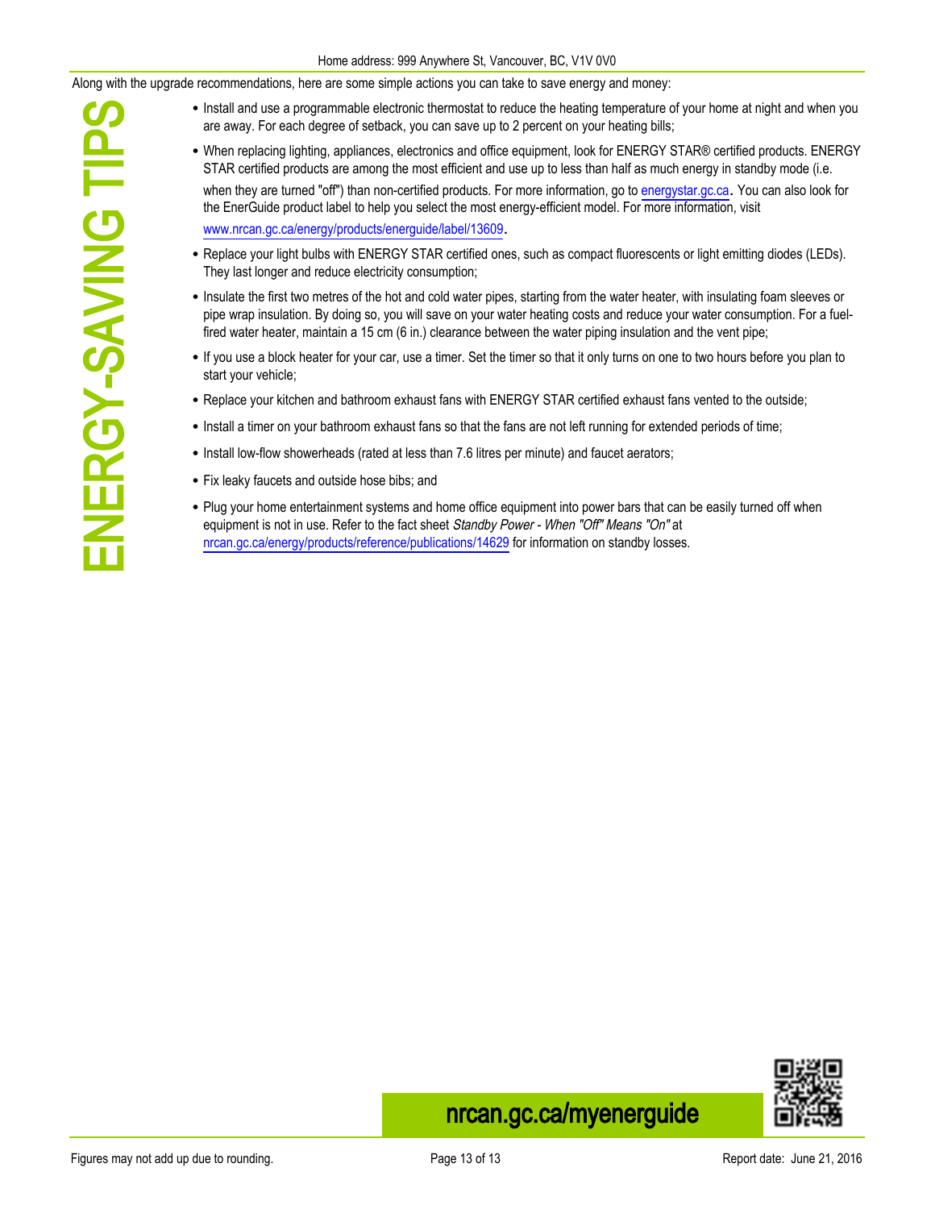## ENERGY-SAVING TIPS

Along with the upgrade recommendations, here are some simple actions you can take to save energy and money:

- Install and use a programmable electronic thermostat to reduce the heating temperature of your home at night and when you are away. For each degree of setback, you can save up to 2 percent on your heating bills;
- When replacing lighting, appliances, electronics and office equipment, look for ENERGY STAR® certified products. ENERGY STAR certified products are among the most efficient and use up to less than half as much energy in standby mode (i.e. when they are turned "off") than non-certified products. For more information, go to energystar.gc.ca. You can also look for the EnerGuide product label to help you select the most energy-efficient model. For more information, visit www.nrcan.gc.ca/energy/products/energuide/label/13609.
- Replace your light bulbs with ENERGY STAR certified ones, such as compact fluorescents or light emitting diodes (LEDs). They last longer and reduce electricity consumption;
- Insulate the first two metres of the hot and cold water pipes, starting from the water heater, with insulating foam sleeves or pipe wrap insulation. By doing so, you will save on your water heating costs and reduce your water consumption. For a fuel-fired water heater, maintain a 15 cm (6 in.) clearance between the water piping insulation and the vent pipe;
- If you use a block heater for your car, use a timer. Set the timer so that it only turns on one to two hours before you plan to start your vehicle;
- Replace your kitchen and bathroom exhaust fans with ENERGY STAR certified exhaust fans vented to the outside;
- Install a timer on your bathroom exhaust fans so that the fans are not left running for extended periods of time;
- Install low-flow showerheads (rated at less than 7.6 litres per minute) and faucet aerators;
- Fix leaky faucets and outside hose bibs; and
- Plug your home entertainment systems and home office equipment into power bars that can be easily turned off when equipment is not in use. Refer to the fact sheet *Standby Power - When "Off" Means "On"* at nrcan.gc.ca/energy/products/reference/publications/14629 for information on standby losses.

nrcan.gc.ca/myenerguide

Figures may not add up due to rounding.